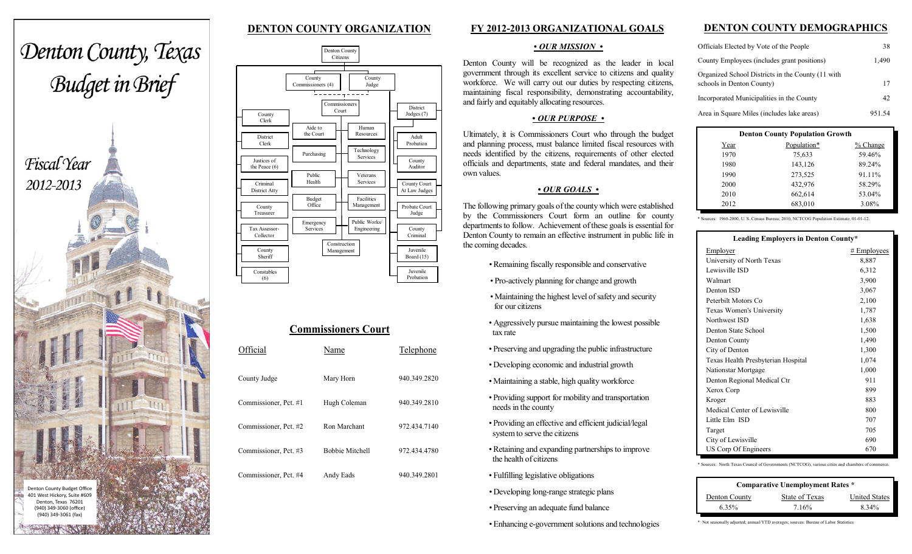# Denton County, Texas Budget in Brief

## Fiscal Year 2012-2013

Denton County Budget Office
401 West Hickory, Suite #609
Denton, Texas 76201
(940) 349-3060 (office)
(940) 349-3061 (fax)

## DENTON COUNTY ORGANIZATION

Denton County Citizens

- County Commissioners (4)
- County Judge
- Commissioners Court
  - Aide to the Court
  - Human Resources
  - Purchasing
  - Technology Services
  - Public Health
  - Veterans Services
  - Budget Office
  - Facilities Management
  - Emergency Services
  - Public Works/ Engineering
  - Construction Management
- County Clerk
- District Clerk
- Justices of the Peace (6)
- Criminal District Atty
- County Treasurer
- Tax Assessor-Collector
- County Sheriff
- Constables (6)
- District Judges (7)
- Adult Probation
- County Auditor
- County Court At Law Judges
- Probate Court Judge
- County Criminal
- Juvenile Board (15)
- Juvenile Probation

## Commissioners Court

| Official | Name | Telephone |
|---|---|---|
| County Judge | Mary Horn | 940.349.2820 |
| Commissioner, Pct. #1 | Hugh Coleman | 940.349.2810 |
| Commissioner, Pct. #2 | Ron Marchant | 972.434.7140 |
| Commissioner, Pct. #3 | Bobbie Mitchell | 972.434.4780 |
| Commissioner, Pct. #4 | Andy Eads | 940.349.2801 |

## FY 2012-2013 ORGANIZATIONAL GOALS

### *• OUR MISSION •*

Denton County will be recognized as the leader in local government through its excellent service to citizens and quality workforce. We will carry out our duties by respecting citizens, maintaining fiscal responsibility, demonstrating accountability, and fairly and equitably allocating resources.

### *• OUR PURPOSE •*

Ultimately, it is Commissioners Court who through the budget and planning process, must balance limited fiscal resources with needs identified by the citizens, requirements of other elected officials and departments, state and federal mandates, and their own values.

### *• OUR GOALS •*

The following primary goals of the county which were established by the Commissioners Court form an outline for county departments to follow. Achievement of these goals is essential for Denton County to remain an effective instrument in public life in the coming decades.

- Remaining fiscally responsible and conservative
- Pro-actively planning for change and growth
- Maintaining the highest level of safety and security for our citizens
- Aggressively pursue maintaining the lowest possible tax rate
- Preserving and upgrading the public infrastructure
- Developing economic and industrial growth
- Maintaining a stable, high quality workforce
- Providing support for mobility and transportation needs in the county
- Providing an effective and efficient judicial/legal system to serve the citizens
- Retaining and expanding partnerships to improve the health of citizens
- Fulfilling legislative obligations
- Developing long-range strategic plans
- Preserving an adequate fund balance
- Enhancing e-government solutions and technologies

## DENTON COUNTY DEMOGRAPHICS

| | |
|---|---|
| Officials Elected by Vote of the People | 38 |
| County Employees (includes grant positions) | 1,490 |
| Organized School Districts in the County (11 with schools in Denton County) | 17 |
| Incorporated Municipalities in the County | 42 |
| Area in Square Miles (includes lake areas) | 951.54 |

**Denton County Population Growth**

| Year | Population* | % Change |
|---|---|---|
| 1970 | 75,633 | 59.46% |
| 1980 | 143,126 | 89.24% |
| 1990 | 273,525 | 91.11% |
| 2000 | 432,976 | 58.29% |
| 2010 | 662,614 | 53.04% |
| 2012 | 683,010 | 3.08% |

\* Sources: 1960-2000, U. S. Census Bureau; 2010, NCTCOG Population Estimate, 01-01-12.

**Leading Employers in Denton County***

| Employer | # Employees |
|---|---|
| University of North Texas | 8,887 |
| Lewisville ISD | 6,312 |
| Walmart | 3,900 |
| Denton ISD | 3,067 |
| Peterbilt Motors Co | 2,100 |
| Texas Women's University | 1,787 |
| Northwest ISD | 1,638 |
| Denton State School | 1,500 |
| Denton County | 1,490 |
| City of Denton | 1,300 |
| Texas Health Presbyterian Hospital | 1,074 |
| Nationstar Mortgage | 1,000 |
| Denton Regional Medical Ctr | 911 |
| Xerox Corp | 899 |
| Kroger | 883 |
| Medical Center of Lewisville | 800 |
| Little Elm ISD | 707 |
| Target | 705 |
| City of Lewisville | 690 |
| US Corp Of Engineers | 670 |

\* Sources: North Texas Council of Governments (NCTCOG), various cities and chambers of commerce.

**Comparative Unemployment Rates ***

| Denton County | State of Texas | United States |
|---|---|---|
| 6.35% | 7.16% | 8.34% |

\* Not seasonally adjusted; annual/YTD averages; sources: Bureau of Labor Statistics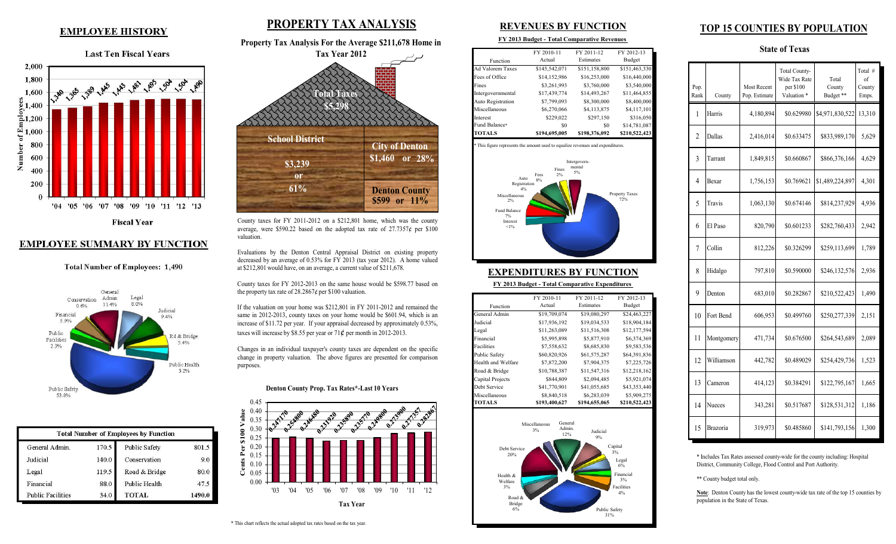## EMPLOYEE HISTORY

Last Ten Fiscal Years

Number of Employees

2,000
1,800
1,600
1,400
1,200
1,000
800
600
400
200
0

1,340 1,365 1,389 1,445 1,443 1,481 1,495 1,504 1,504 1,490

'04 '05 '06 '07 '08 '09 '10 '11 '12 '13

Fiscal Year

## EMPLOYEE SUMMARY BY FUNCTION

Total Number of Employees: 1,490

Conservation 0.6%
General Admin 11.4%
Legal 8.0%
Judicial 9.4%
Financial 5.9%
Rd & Bridge 5.4%
Public Facilities 2.3%
Public Health 3.2%
Public Safety 53.8%

| Total Number of Employees by Function | | | |
|---|---|---|---|
| General Admin. | 170.5 | Public Safety | 801.5 |
| Judicial | 140.0 | Conservation | 9.0 |
| Legal | 119.5 | Road & Bridge | 80.0 |
| Financial | 88.0 | Public Health | 47.5 |
| Public Facilities | 34.0 | TOTAL | 1490.0 |

## PROPERTY TAX ANALYSIS

### Property Tax Analysis For the Average $211,678 Home in Tax Year 2012

Total Taxes
$5,298

School District
$3,239
or
61%

City of Denton
$1,460 or 28%

Denton County
$599 or 11%

County taxes for FY 2011-2012 on a $212,801 home, which was the county average, were $590.22 based on the adopted tax rate of 27.7357¢ per $100 valuation.

Evaluations by the Denton Central Appraisal District on existing property decreased by an average of 0.53% for FY 2013 (tax year 2012). A home valued at $212,801 would have, on an average, a current value of $211,678.

County taxes for FY 2012-2013 on the same house would be $598.77 based on the property tax rate of 28.2867¢ per $100 valuation.

If the valuation on your home was $212,801 in FY 2011-2012 and remained the same in 2012-2013, county taxes on your home would be $601.94, which is an increase of $11.72 per year. If your appraisal decreased by approximately 0.53%, taxes will increase by $8.55 per year or 71¢ per month in 2012-2013.

Changes in an individual taxpayer's county taxes are dependent on the specific change in property valuation. The above figures are presented for comparison purposes.

**Denton County Prop. Tax Rates*-Last 10 Years**

Cents Per $100 Value

0.45
0.40
0.35
0.30
0.25
0.20
0.15
0.10
0.05
0.00

0.247170 0.254800 0.246480 0.231920 0.235890 0.235770 0.249800 0.273900 0.277357 0.282867

'03 '04 '05 '06 '07 '08 '09 '10 '11 '12

Tax Year

* This chart reflects the actual adopted tax rates based on the tax year.

## REVENUES BY FUNCTION

**FY 2013 Budget - Total Comparative Revenues**

| Function | FY 2010-11 Actual | FY 2011-12 Estimates | FY 2012-13 Budget |
|---|---|---|---|
| Ad Valorem Taxes | $145,542,071 | $151,158,800 | $151,463,330 |
| Fees of Office | $14,152,986 | $16,253,000 | $16,440,000 |
| Fines | $3,261,993 | $3,760,000 | $3,540,000 |
| Intergovernmental | $17,439,774 | $14,493,267 | $11,464,855 |
| Auto Registration | $7,799,093 | $8,300,000 | $8,400,000 |
| Miscellaneous | $6,270,066 | $4,113,875 | $4,117,101 |
| Interest | $229,022 | $297,150 | $316,050 |
| Fund Balance* | $0 | $0 | $14,781,087 |
| **TOTALS** | **$194,695,005** | **$198,376,092** | **$210,522,423** |

* This figure represents the amount used to equalize revenues and expenditures.

Intergovernmental 5%
Fines 2%
Fees 8%
Auto Registration 4%
Miscellaneous 2%
Fund Balance 7%
Interest <1%
Property Taxes 72%

## EXPENDITURES BY FUNCTION

**FY 2013 Budget - Total Comparative Expenditures**

| Function | FY 2010-11 Actual | FY 2011-12 Estimates | FY 2012-13 Budget |
|---|---|---|---|
| General Admin | $19,709,074 | $19,080,297 | $24,463,227 |
| Judicial | $17,936,192 | $19,034,533 | $18,904,184 |
| Legal | $11,263,089 | $11,516,308 | $12,177,594 |
| Financial | $5,995,898 | $5,877,910 | $6,374,369 |
| Facilities | $7,558,632 | $8,685,830 | $9,583,536 |
| Public Safety | $60,820,926 | $61,575,287 | $64,391,836 |
| Health and Welfare | $7,872,200 | $7,904,375 | $7,225,726 |
| Road & Bridge | $10,788,387 | $11,547,316 | $12,218,162 |
| Capital Projects | $844,809 | $2,094,485 | $5,921,074 |
| Debt Service | $41,770,901 | $41,055,685 | $43,353,440 |
| Miscellaneous | $8,840,518 | $6,283,039 | $5,909,275 |
| **TOTALS** | **$193,400,627** | **$194,655,065** | **$210,522,423** |

Miscellaneous 3%
General Admin. 12%
Judicial 9%
Capital 3%
Legal 6%
Financial 3%
Facilities 4%
Public Safety 31%
Road & Bridge 6%
Health & Welfare 3%
Debt Service 20%

## TOP 15 COUNTIES BY POPULATION

### State of Texas

| Pop. Rank | County | Most Recent Pop. Estimate | Total County-Wide Tax Rate per $100 Valuation * | Total County Budget ** | Total # of County Emps. |
|---|---|---|---|---|---|
| 1 | Harris | 4,180,894 | $0.629980 | $4,971,830,522 | 13,310 |
| 2 | Dallas | 2,416,014 | $0.633475 | $833,989,170 | 5,629 |
| 3 | Tarrant | 1,849,815 | $0.660867 | $866,376,166 | 4,629 |
| 4 | Bexar | 1,756,153 | $0.769621 | $1,489,224,897 | 4,301 |
| 5 | Travis | 1,063,130 | $0.674146 | $814,237,929 | 4,936 |
| 6 | El Paso | 820,790 | $0.601233 | $282,760,433 | 2,942 |
| 7 | Collin | 812,226 | $0.326299 | $259,113,699 | 1,789 |
| 8 | Hidalgo | 797,810 | $0.590000 | $246,132,576 | 2,936 |
| 9 | Denton | 683,010 | $0.282867 | $210,522,423 | 1,490 |
| 10 | Fort Bend | 606,953 | $0.499760 | $250,277,339 | 2,151 |
| 11 | Montgomery | 471,734 | $0.676500 | $264,543,689 | 2,089 |
| 12 | Williamson | 442,782 | $0.489029 | $254,429,736 | 1,523 |
| 13 | Cameron | 414,123 | $0.384291 | $122,795,167 | 1,665 |
| 14 | Nueces | 343,281 | $0.517687 | $128,531,312 | 1,186 |
| 15 | Brazoria | 319,973 | $0.485860 | $141,793,156 | 1,300 |

* Includes Tax Rates assessed county-wide for the county including: Hospital District, Community College, Flood Control and Port Authority.

** County budget total only.

**Note**: Denton County has the lowest county-wide tax rate of the top 15 counties by population in the State of Texas.